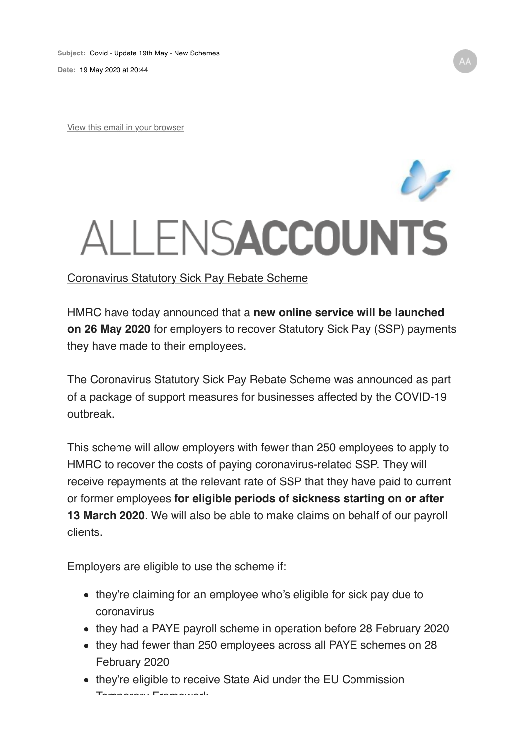**Subject:** Covid - Update 19th May - New Schemes

**Date:** 19 May 2020 at 20:44

View this email in your browser

ALLENSACCOUNTS

Coronavirus Statutory Sick Pay Rebate Scheme

HMRC have today announced that a **new online service will be launched on 26 May 2020** for employers to recover Statutory Sick Pay (SSP) payments they have made to their employees.

The Coronavirus Statutory Sick Pay Rebate Scheme was announced as part of a package of support measures for businesses affected by the COVID-19 outbreak.

This scheme will allow employers with fewer than 250 employees to apply to HMRC to recover the costs of paying coronavirus-related SSP. They will receive repayments at the relevant rate of SSP that they have paid to current or former employees **for eligible periods of sickness starting on or after 13 March 2020**. We will also be able to make claims on behalf of our payroll clients.

Employers are eligible to use the scheme if:

- they're claiming for an employee who's eligible for sick pay due to coronavirus
- they had a PAYE payroll scheme in operation before 28 February 2020
- they had fewer than 250 employees across all PAYE schemes on 28 February 2020
- they're eligible to receive State Aid under the EU Commission Temporary Framework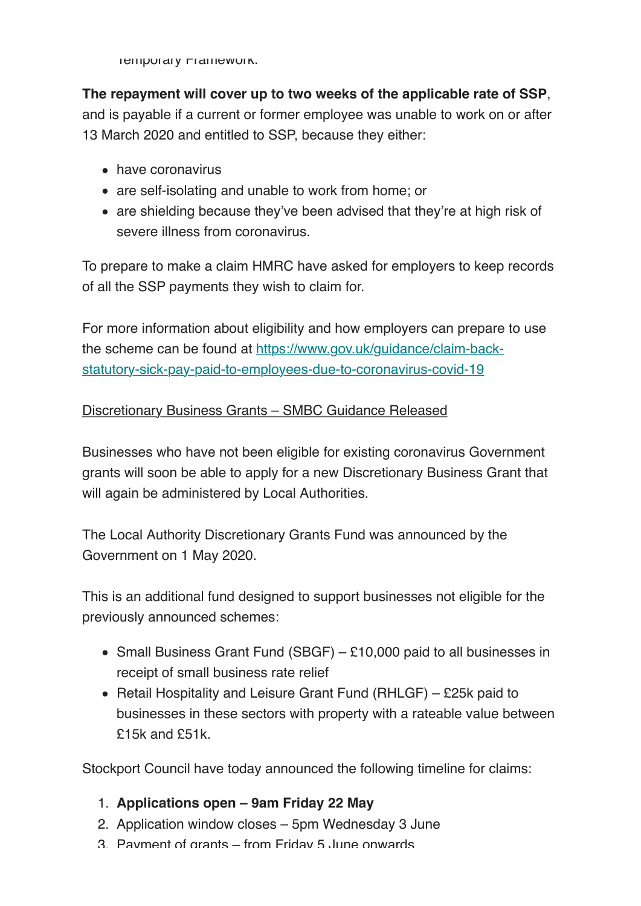Temporary Framework.

**The repayment will cover up to two weeks of the applicable rate of SSP**, and is payable if a current or former employee was unable to work on or after 13 March 2020 and entitled to SSP, because they either:

- have coronavirus
- are self-isolating and unable to work from home; or
- are shielding because they've been advised that they're at high risk of severe illness from coronavirus.

To prepare to make a claim HMRC have asked for employers to keep records of all the SSP payments they wish to claim for.

For more information about eligibility and how employers can prepare to use the scheme can be found at [https://www.gov.uk/guidance/claim-back-statutory-sick-pay-paid-to-employees-due-to-coronavirus-covid-19](https://www.gov.uk/guidance/claim-back-statutory-sick-pay-paid-to-employees-due-to-coronavirus-covid-19)

Discretionary Business Grants – SMBC Guidance Released

Businesses who have not been eligible for existing coronavirus Government grants will soon be able to apply for a new Discretionary Business Grant that will again be administered by Local Authorities.

The Local Authority Discretionary Grants Fund was announced by the Government on 1 May 2020.

This is an additional fund designed to support businesses not eligible for the previously announced schemes:

- Small Business Grant Fund (SBGF) – £10,000 paid to all businesses in receipt of small business rate relief
- Retail Hospitality and Leisure Grant Fund (RHLGF) – £25k paid to businesses in these sectors with property with a rateable value between £15k and £51k.

Stockport Council have today announced the following timeline for claims:

1. **Applications open – 9am Friday 22 May**
2. Application window closes – 5pm Wednesday 3 June
3. Payment of grants – from Friday 5 June onwards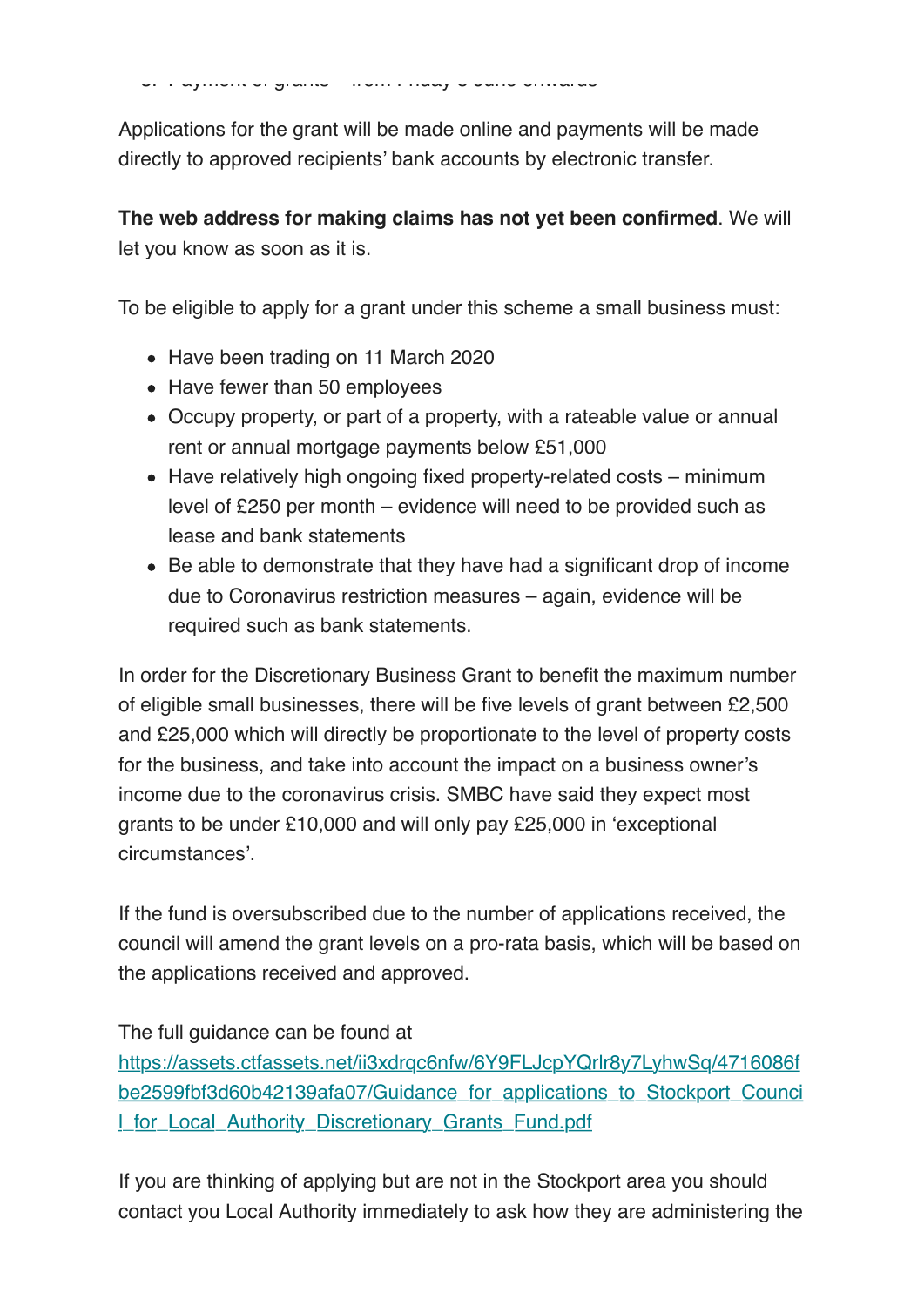3. Payment of grants – from Friday 5 June onwards

Applications for the grant will be made online and payments will be made directly to approved recipients' bank accounts by electronic transfer.

**The web address for making claims has not yet been confirmed**. We will let you know as soon as it is.

To be eligible to apply for a grant under this scheme a small business must:

- Have been trading on 11 March 2020
- Have fewer than 50 employees
- Occupy property, or part of a property, with a rateable value or annual rent or annual mortgage payments below £51,000
- Have relatively high ongoing fixed property-related costs – minimum level of £250 per month – evidence will need to be provided such as lease and bank statements
- Be able to demonstrate that they have had a significant drop of income due to Coronavirus restriction measures – again, evidence will be required such as bank statements.

In order for the Discretionary Business Grant to benefit the maximum number of eligible small businesses, there will be five levels of grant between £2,500 and £25,000 which will directly be proportionate to the level of property costs for the business, and take into account the impact on a business owner's income due to the coronavirus crisis. SMBC have said they expect most grants to be under £10,000 and will only pay £25,000 in 'exceptional circumstances'.

If the fund is oversubscribed due to the number of applications received, the council will amend the grant levels on a pro-rata basis, which will be based on the applications received and approved.

The full guidance can be found at
[https://assets.ctfassets.net/ii3xdrqc6nfw/6Y9FLJcpYQrlr8y7LyhwSq/4716086fbe2599fbf3d60b42139afa07/Guidance_for_applications_to_Stockport_Council_for_Local_Authority_Discretionary_Grants_Fund.pdf](https://assets.ctfassets.net/ii3xdrqc6nfw/6Y9FLJcpYQrlr8y7LyhwSq/4716086fbe2599fbf3d60b42139afa07/Guidance_for_applications_to_Stockport_Council_for_Local_Authority_Discretionary_Grants_Fund.pdf)

If you are thinking of applying but are not in the Stockport area you should contact you Local Authority immediately to ask how they are administering the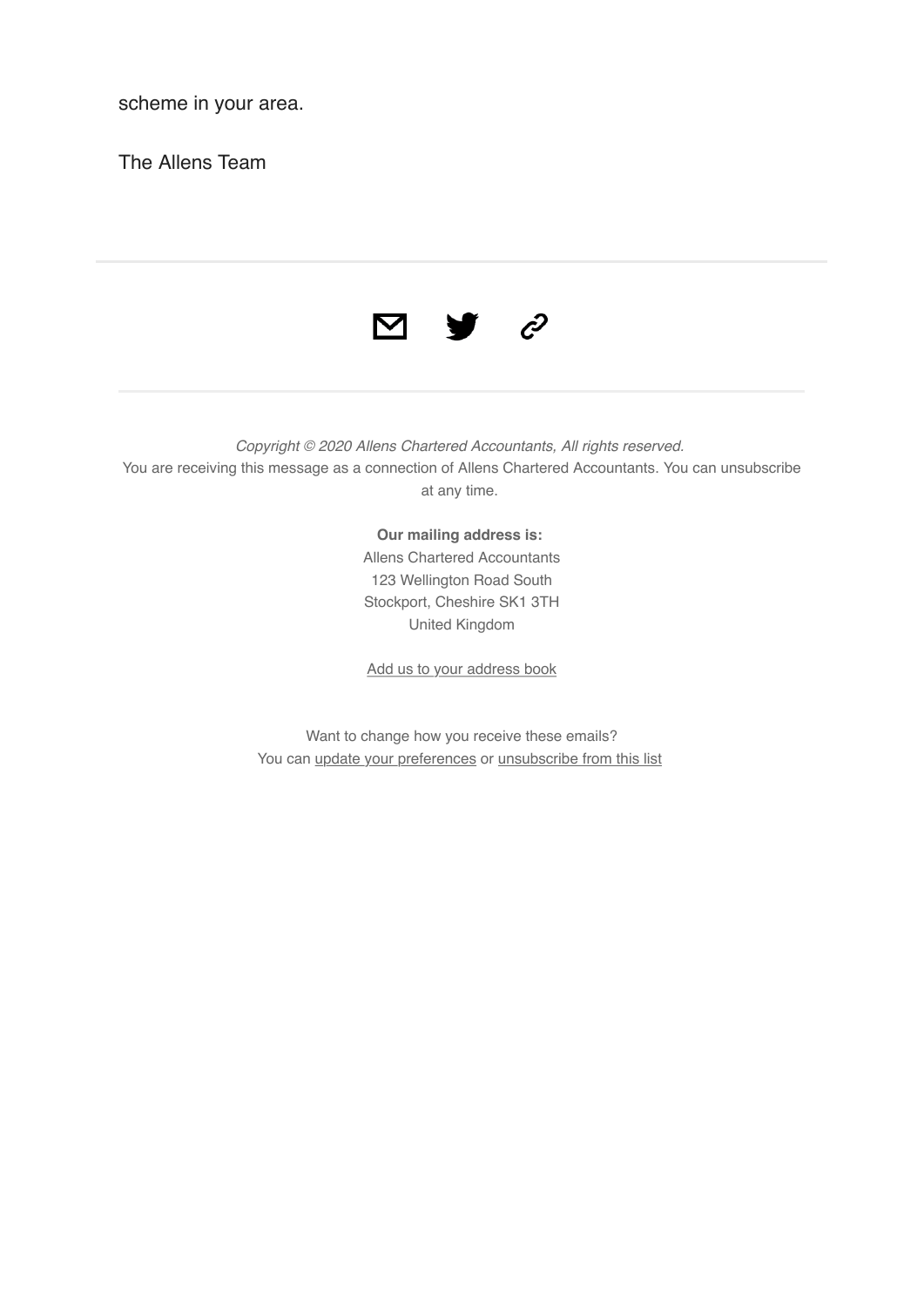scheme in your area.

The Allens Team

---

*Copyright © 2020 Allens Chartered Accountants, All rights reserved.*
You are receiving this message as a connection of Allens Chartered Accountants. You can unsubscribe at any time.

**Our mailing address is:**
Allens Chartered Accountants
123 Wellington Road South
Stockport, Cheshire SK1 3TH
United Kingdom

Add us to your address book

Want to change how you receive these emails?
You can update your preferences or unsubscribe from this list